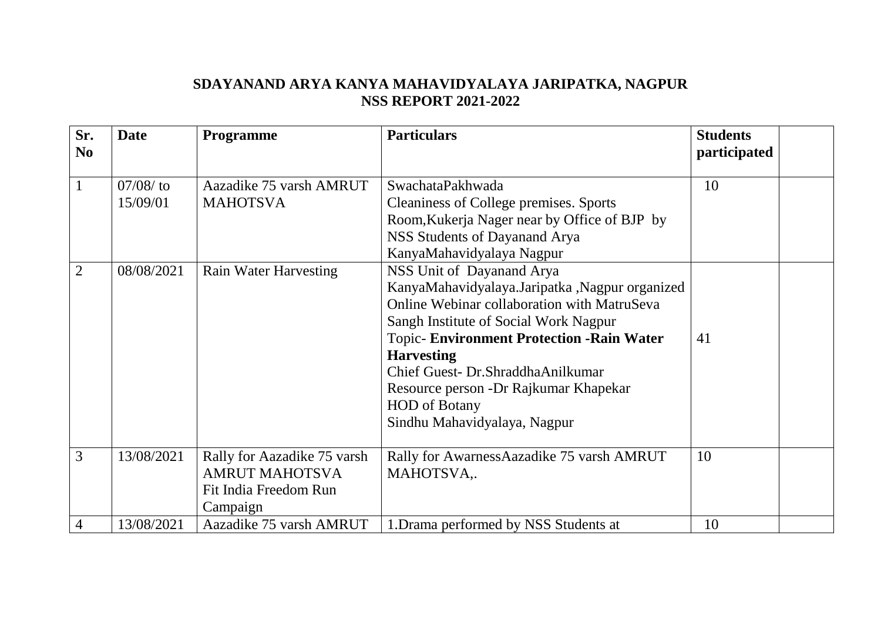**SDAYANAND ARYA KANYA MAHAVIDYALAYA JARIPATKA, NAGPUR**
**NSS REPORT 2021-2022**

| Sr. No | Date | Programme | Particulars | Students participated | |
|---|---|---|---|---|---|
| 1 | 07/08/ to 15/09/01 | Aazadike 75 varsh AMRUT MAHOTSVA | SwachataPakhwada<br>Cleaniness of College premises. Sports Room,Kukerja Nager near by Office of BJP by NSS Students of Dayanand Arya KanyaMahavidyalaya Nagpur | 10 | |
| 2 | 08/08/2021 | Rain Water Harvesting | NSS Unit of Dayanand Arya KanyaMahavidyalaya.Jaripatka ,Nagpur organized Online Webinar collaboration with MatruSeva Sangh Institute of Social Work Nagpur<br>Topic- **Environment Protection -Rain Water Harvesting**<br>Chief Guest- Dr.ShraddhaAnilkumar<br>Resource person -Dr Rajkumar Khapekar<br>HOD of Botany<br>Sindhu Mahavidyalaya, Nagpur | 41 | |
| 3 | 13/08/2021 | Rally for Aazadike 75 varsh AMRUT MAHOTSVA<br>Fit India Freedom Run Campaign | Rally for AwarnessAazadike 75 varsh AMRUT MAHOTSVA,. | 10 | |
| 4 | 13/08/2021 | Aazadike 75 varsh AMRUT | 1.Drama performed by NSS Students at | 10 | |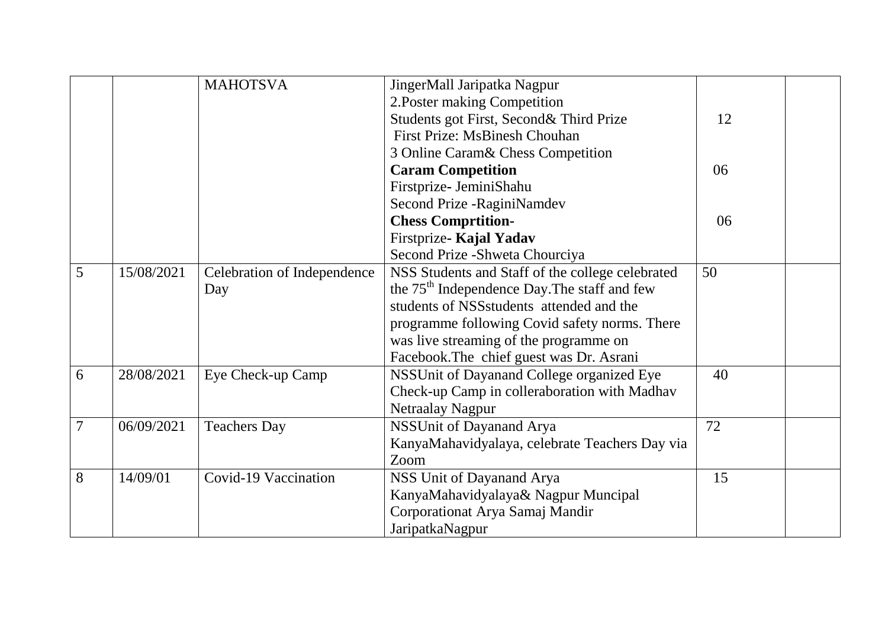|  |  |  |  |  |  |
|---|---|---|---|---|---|
|  |  | MAHOTSVA | JingerMall Jaripatka Nagpur<br>2.Poster making Competition<br>Students got First, Second& Third Prize<br>First Prize: MsBinesh Chouhan<br>3 Online Caram& Chess Competition<br>**Caram Competition**<br>Firstprize- JeminiShahu<br>Second Prize -RaginiNamdev<br>**Chess Comprtition-**<br>Firstprize- **Kajal Yadav**<br>Second Prize -Shweta Chourciya | 12<br><br>06<br><br>06 |  |
| 5 | 15/08/2021 | Celebration of Independence Day | NSS Students and Staff of the college celebrated the 75th Independence Day.The staff and few students of NSSstudents attended and the programme following Covid safety norms. There was live streaming of the programme on Facebook.The chief guest was Dr. Asrani | 50 |  |
| 6 | 28/08/2021 | Eye Check-up Camp | NSSUnit of Dayanand College organized Eye Check-up Camp in colleraboration with Madhav Netraalay Nagpur | 40 |  |
| 7 | 06/09/2021 | Teachers Day | NSSUnit of Dayanand Arya KanyaMahavidyalaya, celebrate Teachers Day via Zoom | 72 |  |
| 8 | 14/09/01 | Covid-19 Vaccination | NSS Unit of Dayanand Arya KanyaMahavidyalaya& Nagpur Muncipal Corporationat Arya Samaj Mandir JaripatkaNagpur | 15 |  |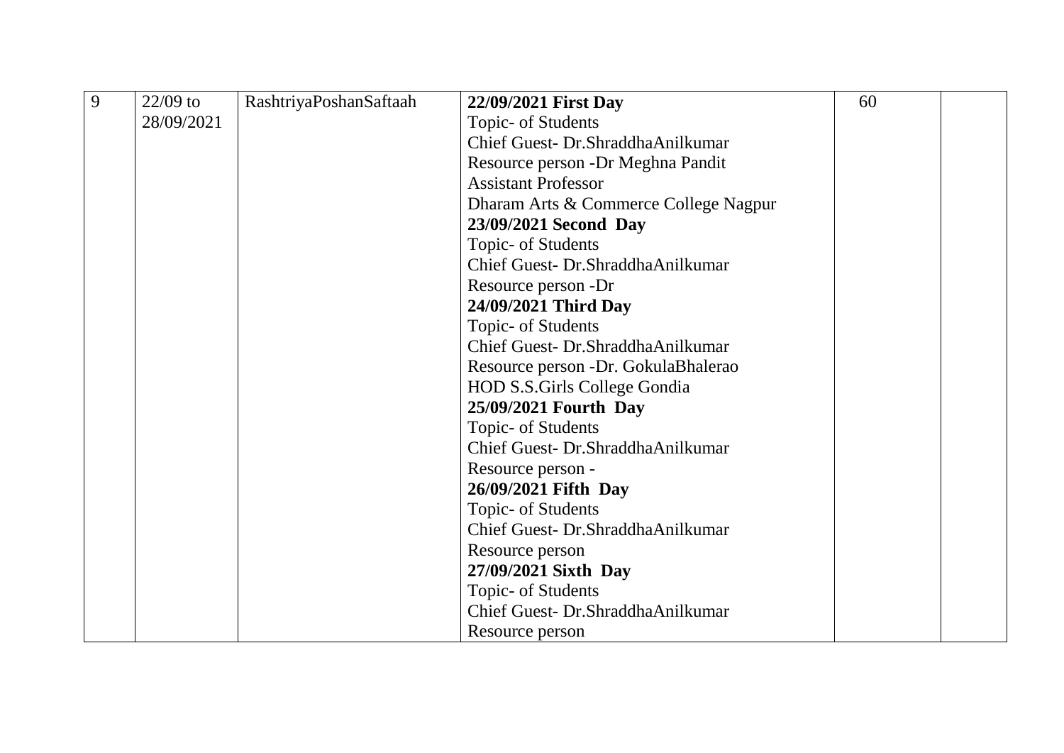| 9 | 22/09 to 28/09/2021 | RashtriyaPoshanSaftaah | **22/09/2021 First Day**<br>Topic- of Students<br>Chief Guest- Dr.ShraddhaAnilkumar<br>Resource person -Dr Meghna Pandit<br>Assistant Professor<br>Dharam Arts & Commerce College Nagpur<br>**23/09/2021 Second Day**<br>Topic- of Students<br>Chief Guest- Dr.ShraddhaAnilkumar<br>Resource person -Dr<br>**24/09/2021 Third Day**<br>Topic- of Students<br>Chief Guest- Dr.ShraddhaAnilkumar<br>Resource person -Dr. GokulaBhalerao<br>HOD S.S.Girls College Gondia<br>**25/09/2021 Fourth Day**<br>Topic- of Students<br>Chief Guest- Dr.ShraddhaAnilkumar<br>Resource person -<br>**26/09/2021 Fifth Day**<br>Topic- of Students<br>Chief Guest- Dr.ShraddhaAnilkumar<br>Resource person<br>**27/09/2021 Sixth Day**<br>Topic- of Students<br>Chief Guest- Dr.ShraddhaAnilkumar<br>Resource person | 60 | |
|---|---|---|---|---|---|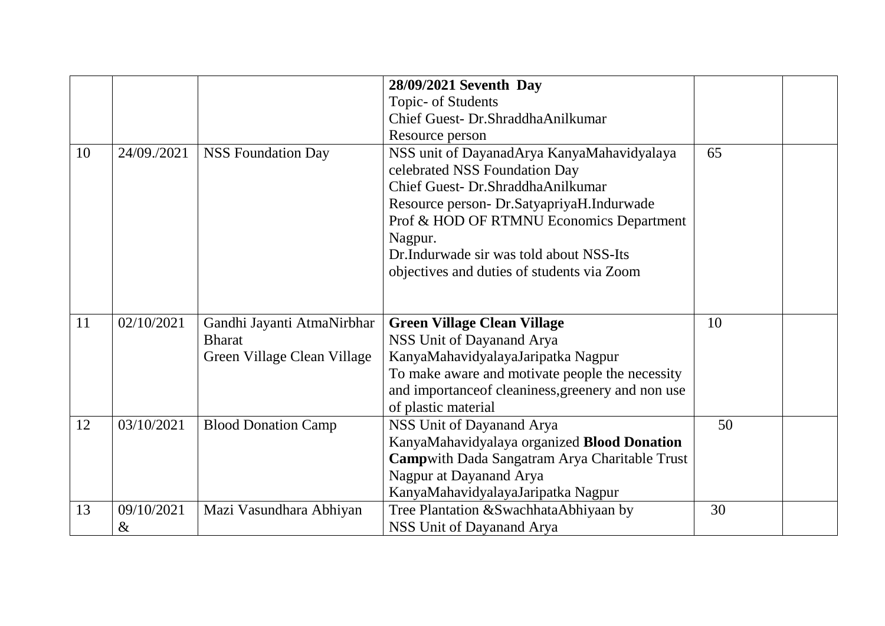|  |  |  |  |  |  |
|---|---|---|---|---|---|
|  |  |  | **28/09/2021 Seventh Day**<br>Topic- of Students<br>Chief Guest- Dr.ShraddhaAnilkumar<br>Resource person |  |  |
| 10 | 24/09./2021 | NSS Foundation Day | NSS unit of DayanadArya KanyaMahavidyalaya celebrated NSS Foundation Day<br>Chief Guest- Dr.ShraddhaAnilkumar<br>Resource person- Dr.SatyapriyaH.Indurwade Prof & HOD OF RTMNU Economics Department Nagpur.<br>Dr.Indurwade sir was told about NSS-Its objectives and duties of students via Zoom | 65 |  |
| 11 | 02/10/2021 | Gandhi Jayanti AtmaNirbhar Bharat<br>Green Village Clean Village | **Green Village Clean Village**<br>NSS Unit of Dayanand Arya KanyaMahavidyalayaJaripatka Nagpur<br>To make aware and motivate people the necessity and importanceof cleaniness,greenery and non use of plastic material | 10 |  |
| 12 | 03/10/2021 | Blood Donation Camp | NSS Unit of Dayanand Arya KanyaMahavidyalaya organized **Blood Donation Camp**with Dada Sangatram Arya Charitable Trust Nagpur at Dayanand Arya KanyaMahavidyalayaJaripatka Nagpur | 50 |  |
| 13 | 09/10/2021 & | Mazi Vasundhara Abhiyan | Tree Plantation &SwachhataAbhiyaan by NSS Unit of Dayanand Arya | 30 |  |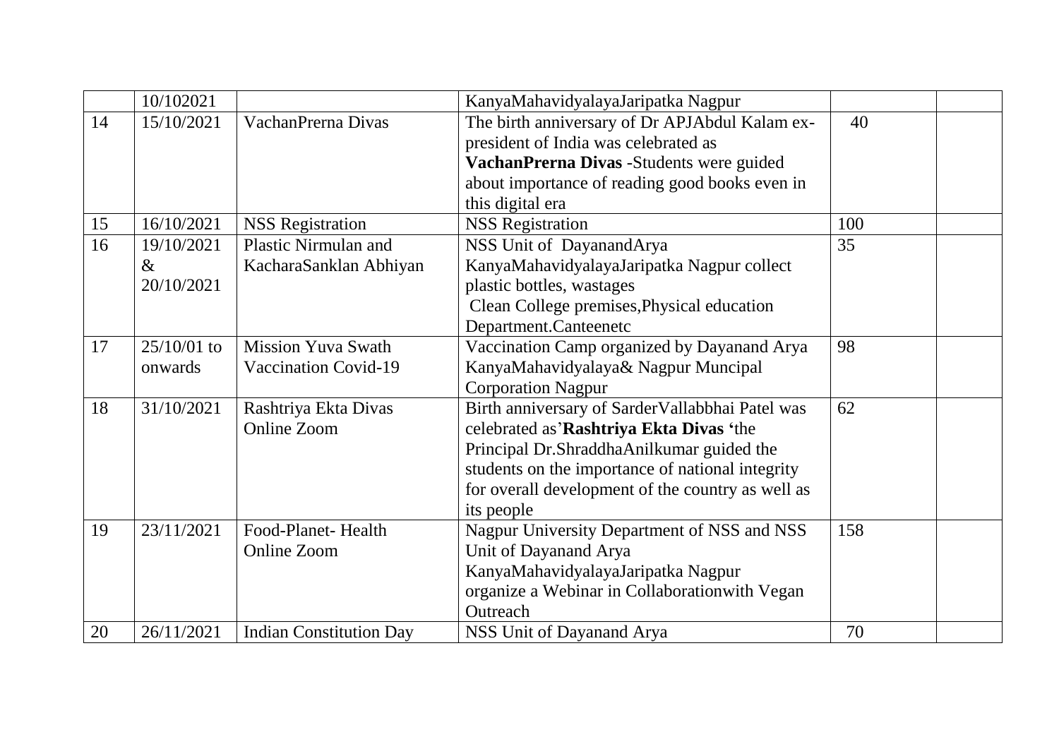|  |  |  |  |  |  |
|---|---|---|---|---|---|
|  | 10/102021 |  | KanyaMahavidyalayaJaripatka Nagpur |  |  |
| 14 | 15/10/2021 | VachanPrerna Divas | The birth anniversary of Dr APJAbdul Kalam ex-president of India was celebrated as **VachanPrerna Divas** -Students were guided about importance of reading good books even in this digital era | 40 |  |
| 15 | 16/10/2021 | NSS Registration | NSS Registration | 100 |  |
| 16 | 19/10/2021 & 20/10/2021 | Plastic Nirmulan and KacharaSanklan Abhiyan | NSS Unit of DayanandArya KanyaMahavidyalayaJaripatka Nagpur collect plastic bottles, wastages Clean College premises,Physical education Department.Canteenetc | 35 |  |
| 17 | 25/10/01 to onwards | Mission Yuva Swath Vaccination Covid-19 | Vaccination Camp organized by Dayanand Arya KanyaMahavidyalaya& Nagpur Muncipal Corporation Nagpur | 98 |  |
| 18 | 31/10/2021 | Rashtriya Ekta Divas Online Zoom | Birth anniversary of SarderVallabbhai Patel was celebrated as'**Rashtriya Ekta Divas** 'the Principal Dr.ShraddhaAnilkumar guided the students on the importance of national integrity for overall development of the country as well as its people | 62 |  |
| 19 | 23/11/2021 | Food-Planet- Health Online Zoom | Nagpur University Department of NSS and NSS Unit of Dayanand Arya KanyaMahavidyalayaJaripatka Nagpur organize a Webinar in Collaborationwith Vegan Outreach | 158 |  |
| 20 | 26/11/2021 | Indian Constitution Day | NSS Unit of Dayanand Arya | 70 |  |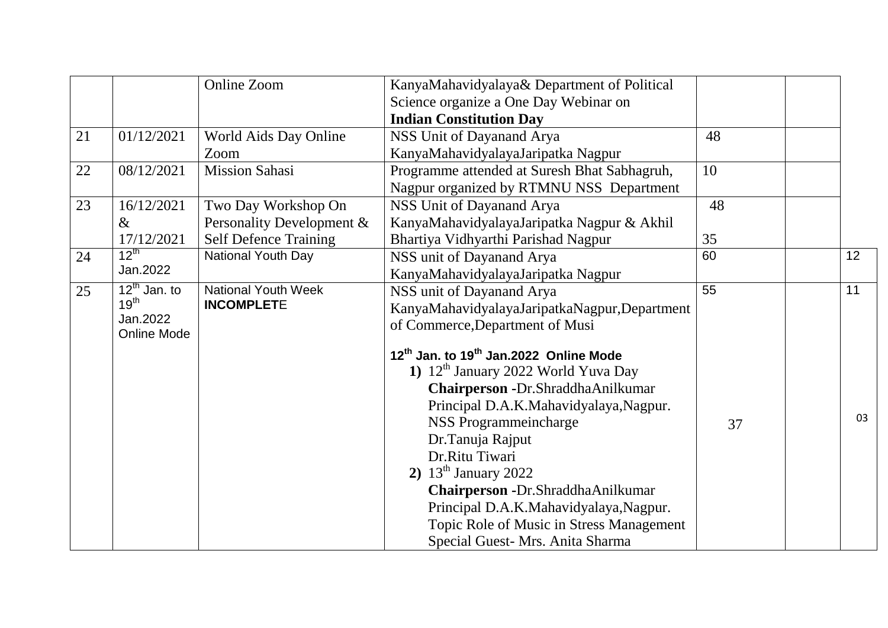| | | | | | | |
|---|---|---|---|---|---|---|
| | | Online Zoom | KanyaMahavidyalaya& Department of Political Science organize a One Day Webinar on **Indian Constitution Day** | | | |
| 21 | 01/12/2021 | World Aids Day Online Zoom | NSS Unit of Dayanand Arya KanyaMahavidyalayaJaripatka Nagpur | 48 | | |
| 22 | 08/12/2021 | Mission Sahasi | Programme attended at Suresh Bhat Sabhagruh, Nagpur organized by RTMNU NSS Department | 10 | | |
| 23 | 16/12/2021 & 17/12/2021 | Two Day Workshop On Personality Development & Self Defence Training | NSS Unit of Dayanand Arya KanyaMahavidyalayaJaripatka Nagpur & Akhil Bhartiya Vidhyarthi Parishad Nagpur | 48<br><br>35 | | |
| 24 | 12th Jan.2022 | National Youth Day | NSS unit of Dayanand Arya KanyaMahavidyalayaJaripatka Nagpur | 60 | | 12 |
| 25 | 12th Jan. to 19th Jan.2022 Online Mode | National Youth Week **INCOMPLETE** | NSS unit of Dayanand Arya KanyaMahavidyalayaJaripatkaNagpur,Department of Commerce,Department of Musi<br><br>**12th Jan. to 19th Jan.2022 Online Mode**<br>**1)** 12th January 2022 World Yuva Day<br>**Chairperson** -Dr.ShraddhaAnilkumar Principal D.A.K.Mahavidyalaya,Nagpur.<br>NSS Programmeincharge<br>Dr.Tanuja Rajput<br>Dr.Ritu Tiwari<br>**2)** 13th January 2022<br>**Chairperson** -Dr.ShraddhaAnilkumar Principal D.A.K.Mahavidyalaya,Nagpur.<br>Topic Role of Music in Stress Management<br>Special Guest- Mrs. Anita Sharma | 55<br><br>37 | | 11<br><br>03 |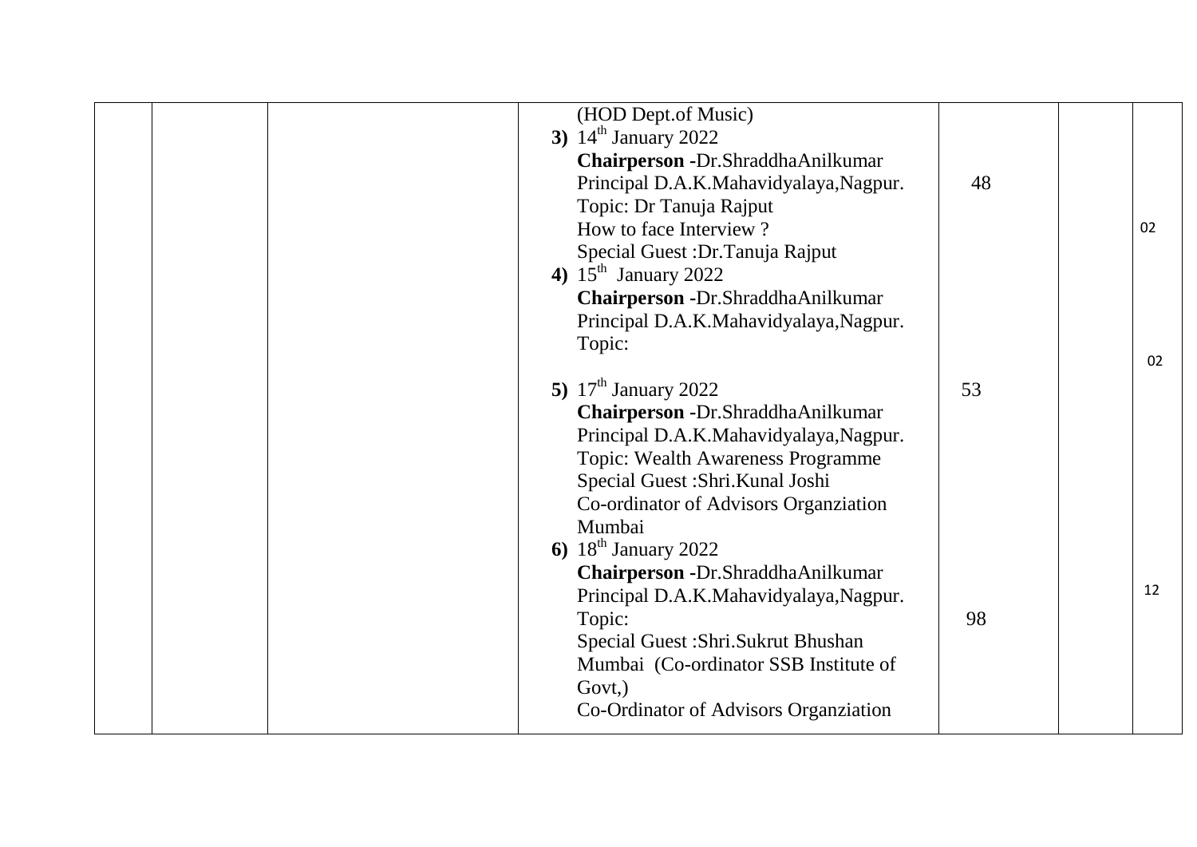|  |  |  |  |  |  |  |
|---|---|---|---|---|---|---|
|  |  |  | (HOD Dept.of Music)<br>**3)** 14th January 2022<br>**Chairperson** -Dr.ShraddhaAnilkumar<br>Principal D.A.K.Mahavidyalaya,Nagpur.<br>Topic: Dr Tanuja Rajput<br>How to face Interview ?<br>Special Guest :Dr.Tanuja Rajput<br>**4)** 15th January 2022<br>**Chairperson** -Dr.ShraddhaAnilkumar<br>Principal D.A.K.Mahavidyalaya,Nagpur.<br>Topic:<br><br>**5)** 17th January 2022<br>**Chairperson** -Dr.ShraddhaAnilkumar<br>Principal D.A.K.Mahavidyalaya,Nagpur.<br>Topic: Wealth Awareness Programme<br>Special Guest :Shri.Kunal Joshi<br>Co-ordinator of Advisors Organziation<br>Mumbai<br>**6)** 18th January 2022<br>**Chairperson** -Dr.ShraddhaAnilkumar<br>Principal D.A.K.Mahavidyalaya,Nagpur.<br>Topic:<br>Special Guest :Shri.Sukrut Bhushan<br>Mumbai (Co-ordinator SSB Institute of<br>Govt,)<br>Co-Ordinator of Advisors Organziation | 48<br><br>53<br><br>98 |  | 02<br><br>02<br><br>12 |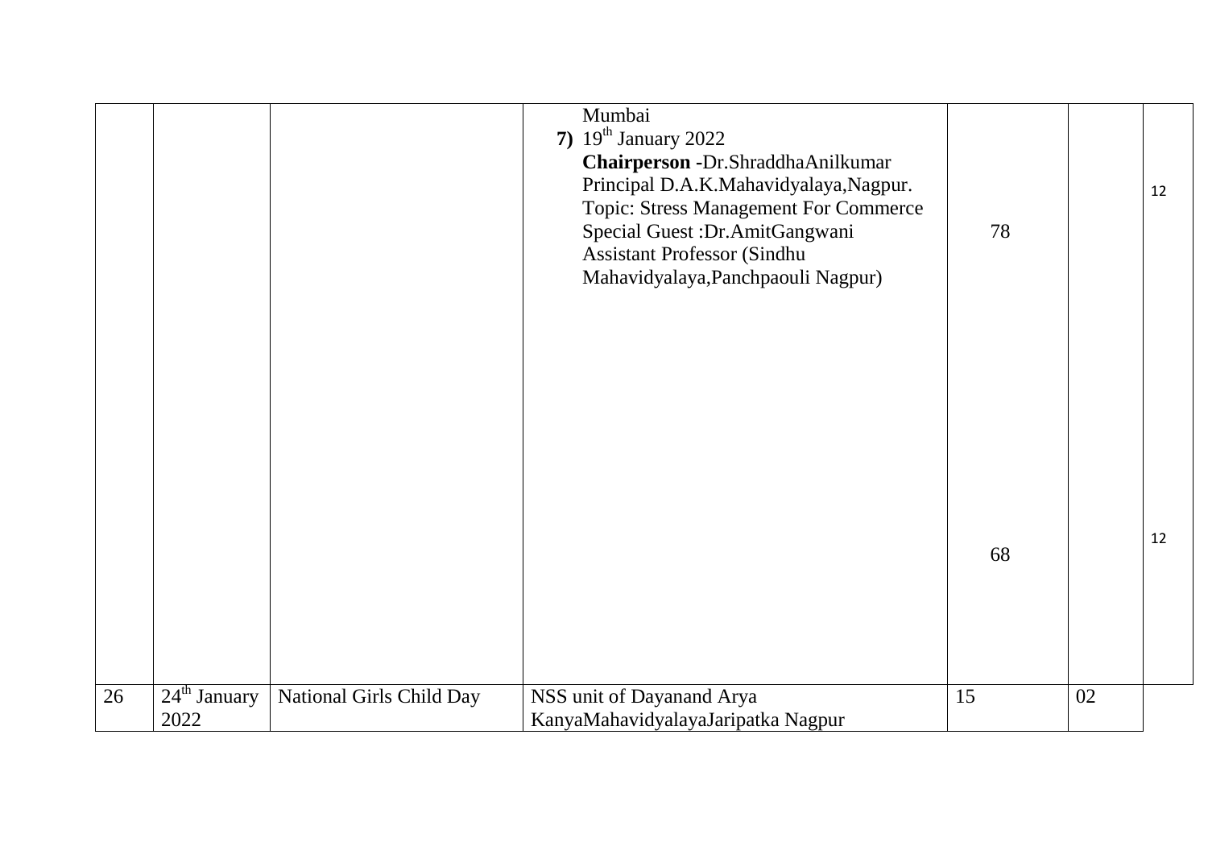| | | | | | | |
|---|---|---|---|---|---|---|
| | | | Mumbai<br>**7)** 19th January 2022<br>**Chairperson -**Dr.ShraddhaAnilkumar Principal D.A.K.Mahavidyalaya,Nagpur.<br>Topic: Stress Management For Commerce<br>Special Guest :Dr.AmitGangwani Assistant Professor (Sindhu Mahavidyalaya,Panchpaouli Nagpur) | 78<br><br>68 | | 12<br><br>12 |
| 26 | 24th January 2022 | National Girls Child Day | NSS unit of Dayanand Arya KanyaMahavidyalayaJaripatka Nagpur | 15 | 02 | |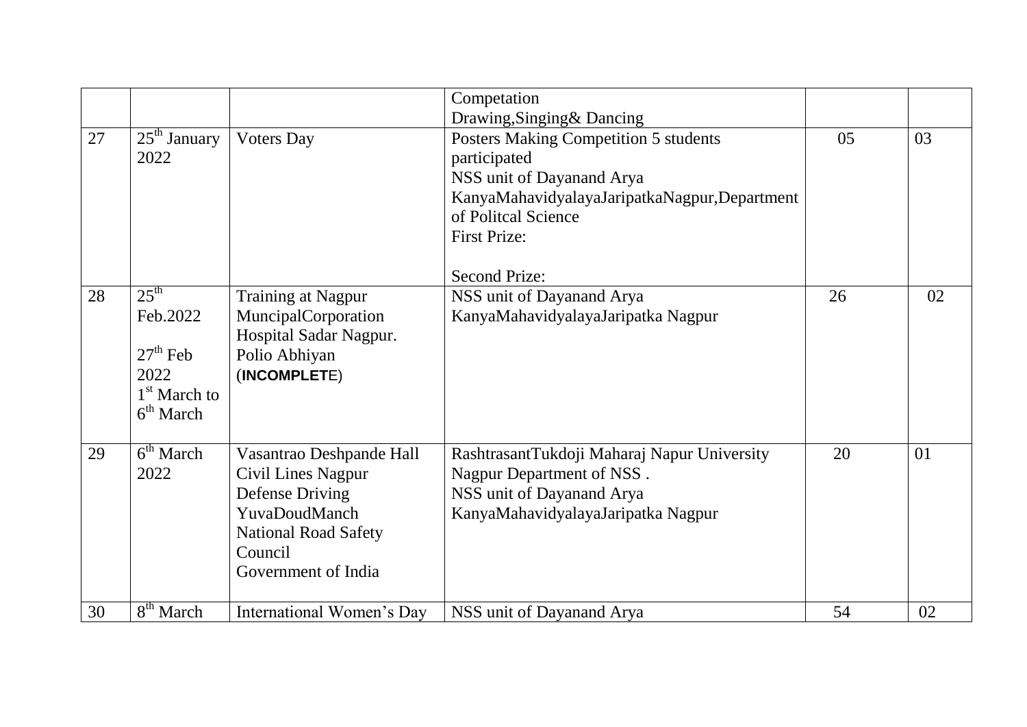|  |  |  | Competation<br>Drawing,Singing& Dancing |  |  |
|---|---|---|---|---|---|
| 27 | 25th January 2022 | Voters Day | Posters Making Competition 5 students participated<br>NSS unit of Dayanand Arya KanyaMahavidyalayaJaripatkaNagpur,Department of Politcal Science<br>First Prize:<br><br>Second Prize: | 05 | 03 |
| 28 | 25th Feb.2022<br><br>27th Feb 2022<br>1st March to 6th March | Training at Nagpur MuncipalCorporation Hospital Sadar Nagpur.<br>Polio Abhiyan<br>(**INCOMPLETE**) | NSS unit of Dayanand Arya KanyaMahavidyalayaJaripatka Nagpur | 26 | 02 |
| 29 | 6th March 2022 | Vasantrao Deshpande Hall Civil Lines Nagpur<br>Defense Driving<br>YuvaDoudManch<br>National Road Safety Council<br>Government of India | RashtrasantTukdoji Maharaj Napur University Nagpur Department of NSS .<br>NSS unit of Dayanand Arya KanyaMahavidyalayaJaripatka Nagpur | 20 | 01 |
| 30 | 8th March | International Women's Day | NSS unit of Dayanand Arya | 54 | 02 |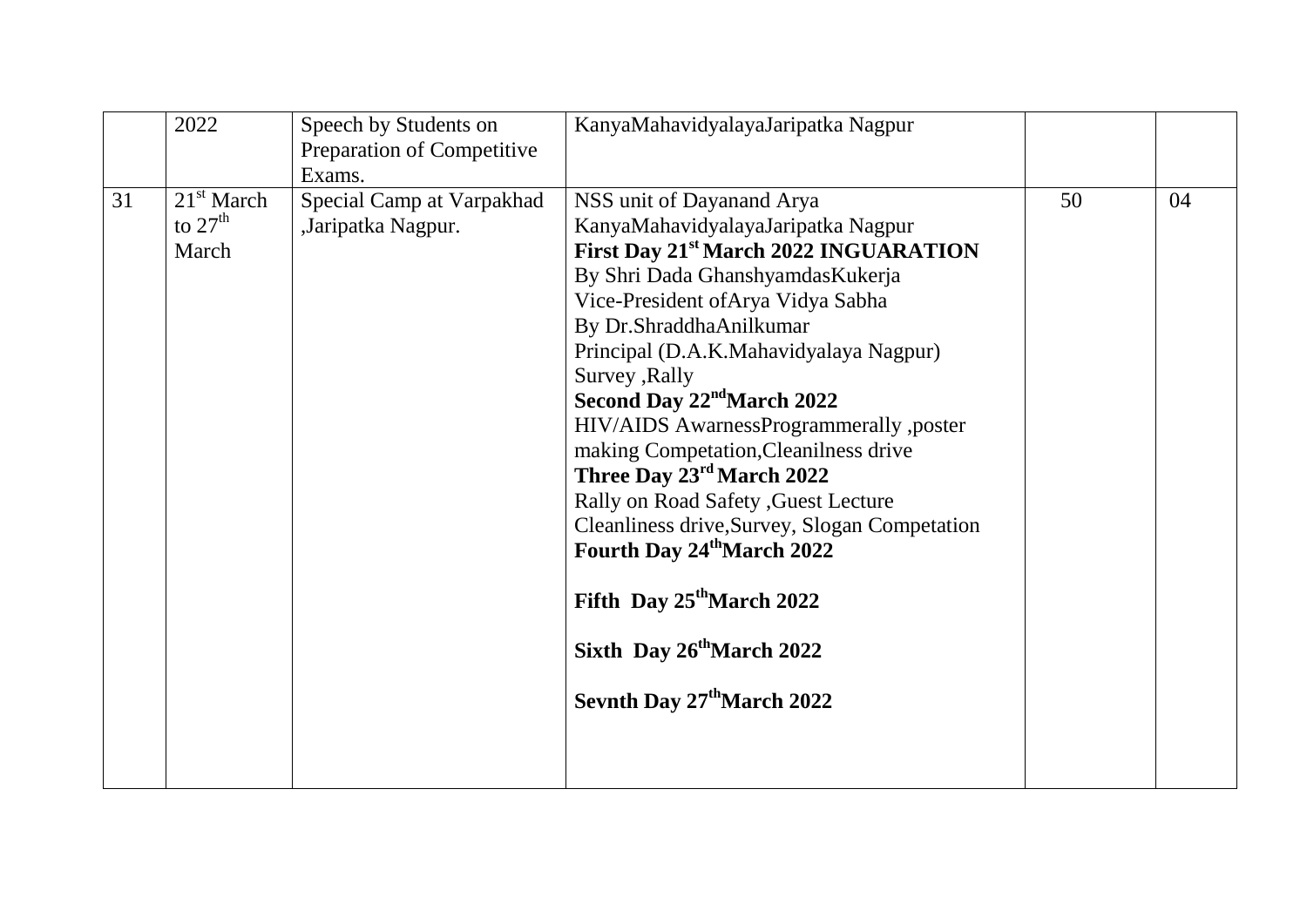| | | | | | |
|---|---|---|---|---|---|
| | 2022 | Speech by Students on Preparation of Competitive Exams. | KanyaMahavidyalayaJaripatka Nagpur | | |
| 31 | $21^{st}$ March to $27^{th}$ March | Special Camp at Varpakhad ,Jaripatka Nagpur. | NSS unit of Dayanand Arya KanyaMahavidyalayaJaripatka Nagpur<br>**First Day $21^{st}$ March 2022 INGUARATION**<br>By Shri Dada GhanshyamdasKukerja<br>Vice-President ofArya Vidya Sabha<br>By Dr.ShraddhaAnilkumar<br>Principal (D.A.K.Mahavidyalaya Nagpur)<br>Survey ,Rally<br>**Second Day $22^{nd}$March 2022**<br>HIV/AIDS AwarnessProgrammerally ,poster making Competation,Cleanilness drive<br>**Three Day $23^{rd}$ March 2022**<br>Rally on Road Safety ,Guest Lecture Cleanliness drive,Survey, Slogan Competation<br>**Fourth Day $24^{th}$March 2022**<br>**Fifth Day $25^{th}$March 2022**<br>**Sixth Day $26^{th}$March 2022**<br>**Sevnth Day $27^{th}$March 2022** | 50 | 04 |